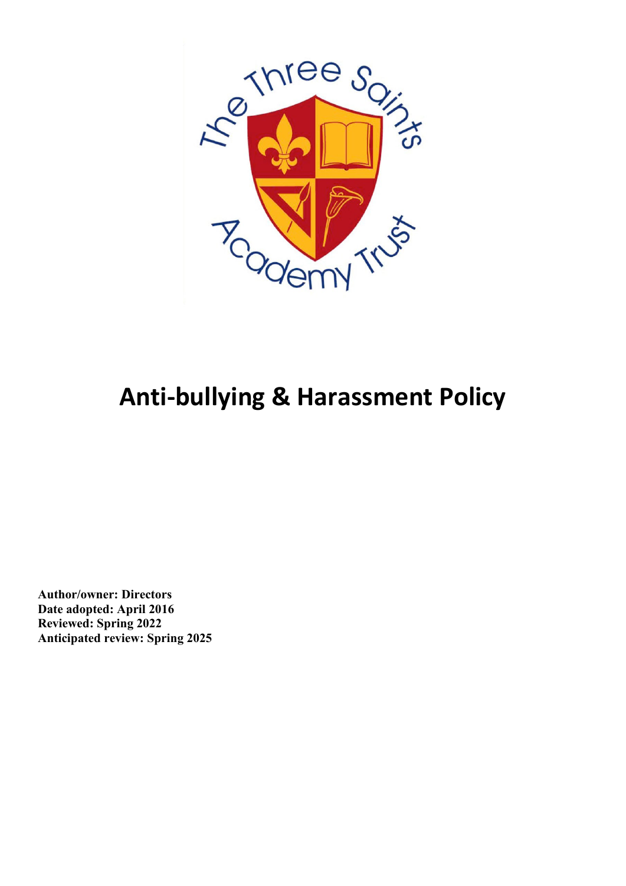# Anti-bullying & Harassment Policy

**Author/owner: Directors**
**Date adopted: April 2016**
**Reviewed: Spring 2022**
**Anticipated review: Spring 2025**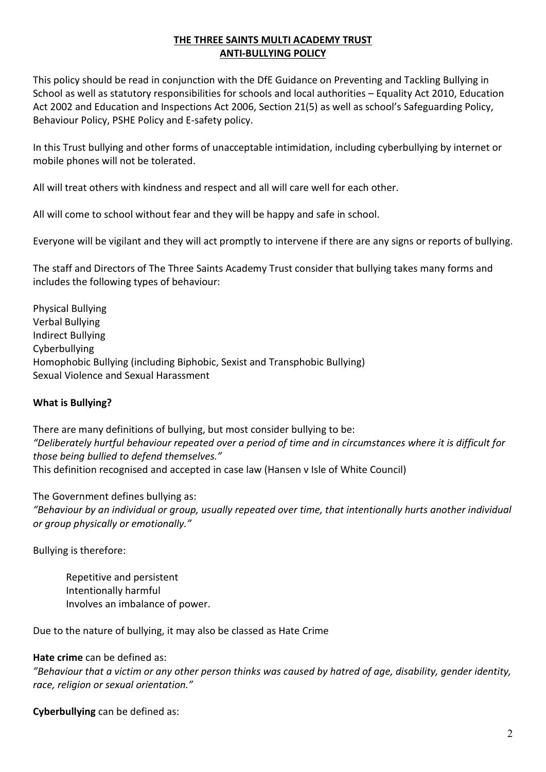# THE THREE SAINTS MULTI ACADEMY TRUST
## ANTI-BULLYING POLICY

This policy should be read in conjunction with the DfE Guidance on Preventing and Tackling Bullying in School as well as statutory responsibilities for schools and local authorities – Equality Act 2010, Education Act 2002 and Education and Inspections Act 2006, Section 21(5) as well as school's Safeguarding Policy, Behaviour Policy, PSHE Policy and E-safety policy.

In this Trust bullying and other forms of unacceptable intimidation, including cyberbullying by internet or mobile phones will not be tolerated.

All will treat others with kindness and respect and all will care well for each other.

All will come to school without fear and they will be happy and safe in school.

Everyone will be vigilant and they will act promptly to intervene if there are any signs or reports of bullying.

The staff and Directors of The Three Saints Academy Trust consider that bullying takes many forms and includes the following types of behaviour:

Physical Bullying
Verbal Bullying
Indirect Bullying
Cyberbullying
Homophobic Bullying (including Biphobic, Sexist and Transphobic Bullying)
Sexual Violence and Sexual Harassment

**What is Bullying?**

There are many definitions of bullying, but most consider bullying to be:
*"Deliberately hurtful behaviour repeated over a period of time and in circumstances where it is difficult for those being bullied to defend themselves."*
This definition recognised and accepted in case law (Hansen v Isle of White Council)

The Government defines bullying as:
*"Behaviour by an individual or group, usually repeated over time, that intentionally hurts another individual or group physically or emotionally."*

Bullying is therefore:

- Repetitive and persistent
- Intentionally harmful
- Involves an imbalance of power.

Due to the nature of bullying, it may also be classed as Hate Crime

**Hate crime** can be defined as:
*"Behaviour that a victim or any other person thinks was caused by hatred of age, disability, gender identity, race, religion or sexual orientation."*

**Cyberbullying** can be defined as: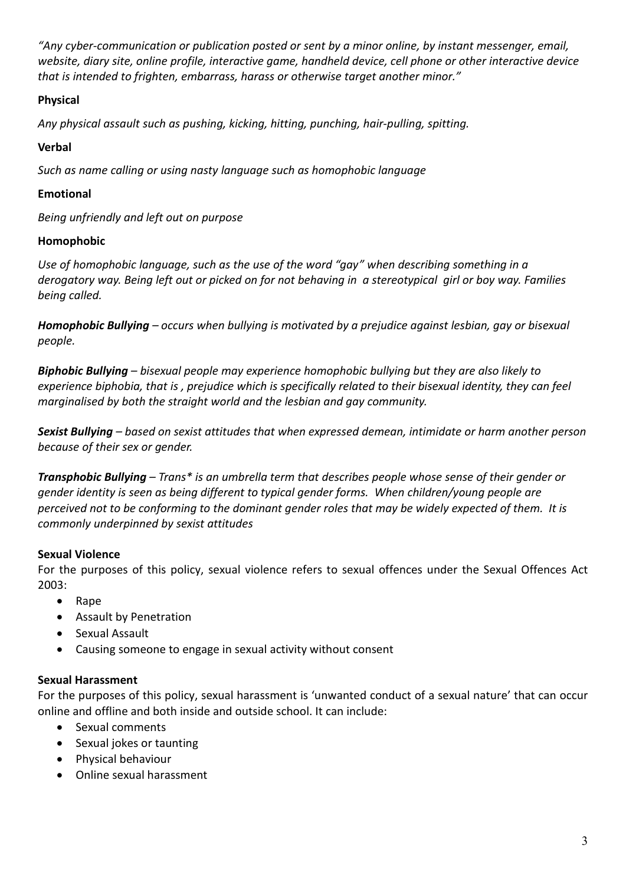*"Any cyber-communication or publication posted or sent by a minor online, by instant messenger, email, website, diary site, online profile, interactive game, handheld device, cell phone or other interactive device that is intended to frighten, embarrass, harass or otherwise target another minor."*

**Physical**

*Any physical assault such as pushing, kicking, hitting, punching, hair-pulling, spitting.*

**Verbal**

*Such as name calling or using nasty language such as homophobic language*

**Emotional**

*Being unfriendly and left out on purpose*

**Homophobic**

*Use of homophobic language, such as the use of the word "gay" when describing something in a derogatory way. Being left out or picked on for not behaving in a stereotypical girl or boy way. Families being called.*

***Homophobic Bullying*** *– occurs when bullying is motivated by a prejudice against lesbian, gay or bisexual people.*

***Biphobic Bullying*** *– bisexual people may experience homophobic bullying but they are also likely to experience biphobia, that is , prejudice which is specifically related to their bisexual identity, they can feel marginalised by both the straight world and the lesbian and gay community.*

***Sexist Bullying*** *– based on sexist attitudes that when expressed demean, intimidate or harm another person because of their sex or gender.*

***Transphobic Bullying*** *– Trans* is an umbrella term that describes people whose sense of their gender or gender identity is seen as being different to typical gender forms. When children/young people are perceived not to be conforming to the dominant gender roles that may be widely expected of them. It is commonly underpinned by sexist attitudes*

**Sexual Violence**

For the purposes of this policy, sexual violence refers to sexual offences under the Sexual Offences Act 2003:

- Rape
- Assault by Penetration
- Sexual Assault
- Causing someone to engage in sexual activity without consent

**Sexual Harassment**

For the purposes of this policy, sexual harassment is 'unwanted conduct of a sexual nature' that can occur online and offline and both inside and outside school. It can include:

- Sexual comments
- Sexual jokes or taunting
- Physical behaviour
- Online sexual harassment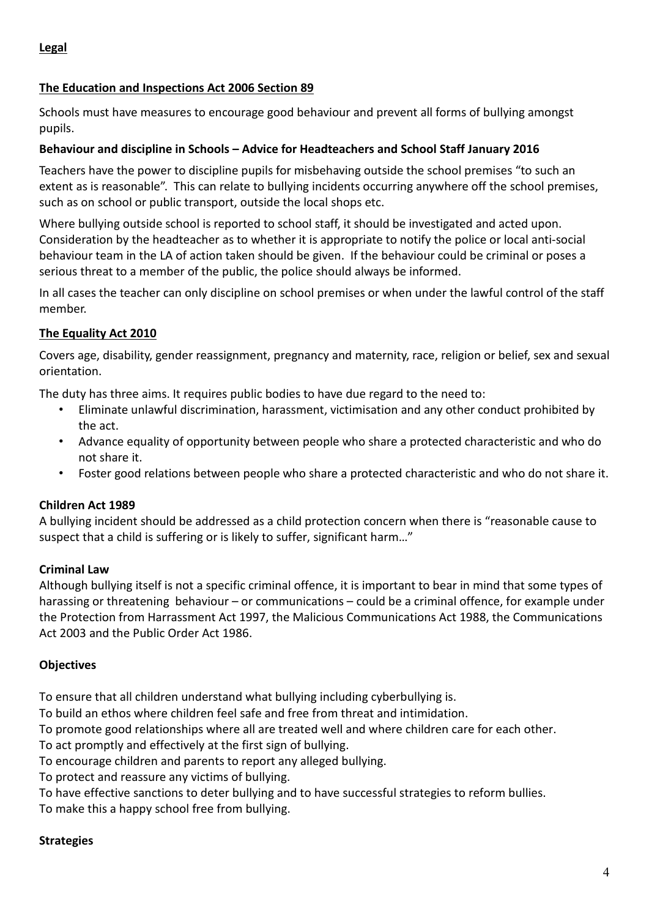**Legal**

**The Education and Inspections Act 2006 Section 89**

Schools must have measures to encourage good behaviour and prevent all forms of bullying amongst pupils.

**Behaviour and discipline in Schools – Advice for Headteachers and School Staff January 2016**

Teachers have the power to discipline pupils for misbehaving outside the school premises "to such an extent as is reasonable". This can relate to bullying incidents occurring anywhere off the school premises, such as on school or public transport, outside the local shops etc.

Where bullying outside school is reported to school staff, it should be investigated and acted upon. Consideration by the headteacher as to whether it is appropriate to notify the police or local anti-social behaviour team in the LA of action taken should be given. If the behaviour could be criminal or poses a serious threat to a member of the public, the police should always be informed.

In all cases the teacher can only discipline on school premises or when under the lawful control of the staff member.

**The Equality Act 2010**

Covers age, disability, gender reassignment, pregnancy and maternity, race, religion or belief, sex and sexual orientation.

The duty has three aims. It requires public bodies to have due regard to the need to:

- Eliminate unlawful discrimination, harassment, victimisation and any other conduct prohibited by the act.
- Advance equality of opportunity between people who share a protected characteristic and who do not share it.
- Foster good relations between people who share a protected characteristic and who do not share it.

**Children Act 1989**

A bullying incident should be addressed as a child protection concern when there is "reasonable cause to suspect that a child is suffering or is likely to suffer, significant harm…"

**Criminal Law**

Although bullying itself is not a specific criminal offence, it is important to bear in mind that some types of harassing or threatening behaviour – or communications – could be a criminal offence, for example under the Protection from Harrassment Act 1997, the Malicious Communications Act 1988, the Communications Act 2003 and the Public Order Act 1986.

**Objectives**

To ensure that all children understand what bullying including cyberbullying is.

To build an ethos where children feel safe and free from threat and intimidation.

To promote good relationships where all are treated well and where children care for each other.

To act promptly and effectively at the first sign of bullying.

To encourage children and parents to report any alleged bullying.

To protect and reassure any victims of bullying.

To have effective sanctions to deter bullying and to have successful strategies to reform bullies.

To make this a happy school free from bullying.

**Strategies**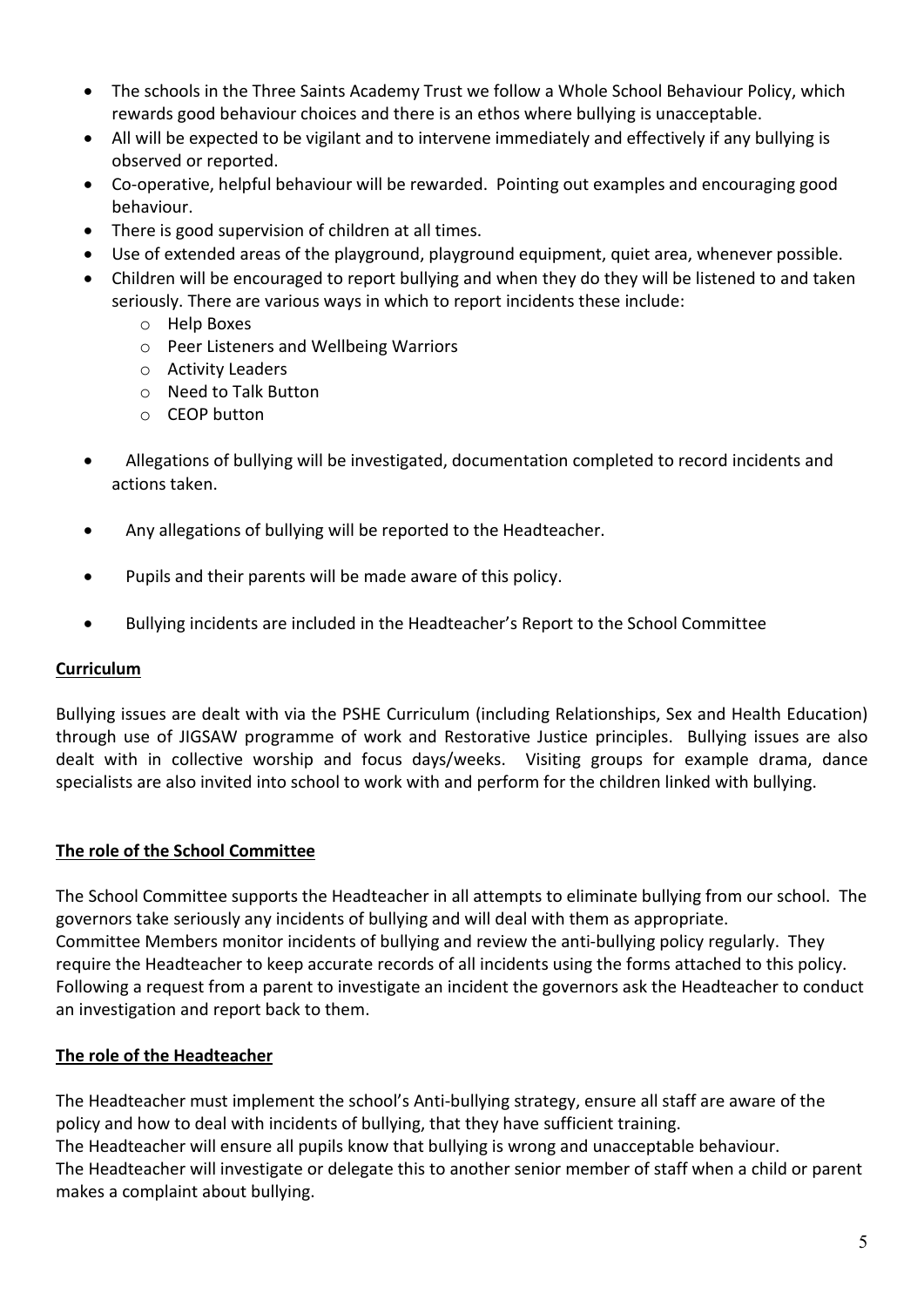- The schools in the Three Saints Academy Trust we follow a Whole School Behaviour Policy, which rewards good behaviour choices and there is an ethos where bullying is unacceptable.
- All will be expected to be vigilant and to intervene immediately and effectively if any bullying is observed or reported.
- Co-operative, helpful behaviour will be rewarded. Pointing out examples and encouraging good behaviour.
- There is good supervision of children at all times.
- Use of extended areas of the playground, playground equipment, quiet area, whenever possible.
- Children will be encouraged to report bullying and when they do they will be listened to and taken seriously. There are various ways in which to report incidents these include:
    - Help Boxes
    - Peer Listeners and Wellbeing Warriors
    - Activity Leaders
    - Need to Talk Button
    - CEOP button
- Allegations of bullying will be investigated, documentation completed to record incidents and actions taken.
- Any allegations of bullying will be reported to the Headteacher.
- Pupils and their parents will be made aware of this policy.
- Bullying incidents are included in the Headteacher's Report to the School Committee

## Curriculum

Bullying issues are dealt with via the PSHE Curriculum (including Relationships, Sex and Health Education) through use of JIGSAW programme of work and Restorative Justice principles. Bullying issues are also dealt with in collective worship and focus days/weeks. Visiting groups for example drama, dance specialists are also invited into school to work with and perform for the children linked with bullying.

## The role of the School Committee

The School Committee supports the Headteacher in all attempts to eliminate bullying from our school. The governors take seriously any incidents of bullying and will deal with them as appropriate.
Committee Members monitor incidents of bullying and review the anti-bullying policy regularly. They require the Headteacher to keep accurate records of all incidents using the forms attached to this policy.
Following a request from a parent to investigate an incident the governors ask the Headteacher to conduct an investigation and report back to them.

## The role of the Headteacher

The Headteacher must implement the school's Anti-bullying strategy, ensure all staff are aware of the policy and how to deal with incidents of bullying, that they have sufficient training.
The Headteacher will ensure all pupils know that bullying is wrong and unacceptable behaviour.
The Headteacher will investigate or delegate this to another senior member of staff when a child or parent makes a complaint about bullying.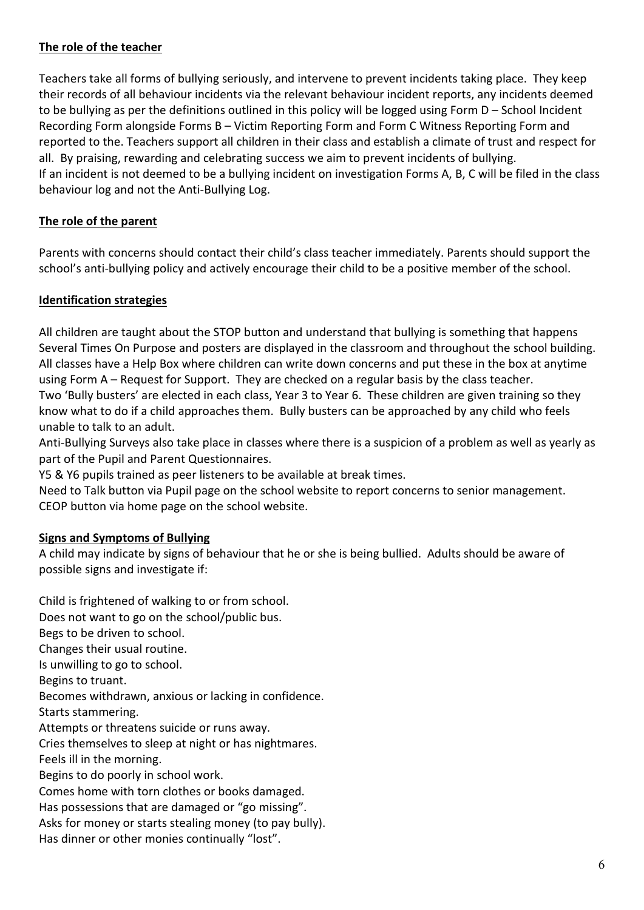**The role of the teacher**

Teachers take all forms of bullying seriously, and intervene to prevent incidents taking place. They keep their records of all behaviour incidents via the relevant behaviour incident reports, any incidents deemed to be bullying as per the definitions outlined in this policy will be logged using Form D – School Incident Recording Form alongside Forms B – Victim Reporting Form and Form C Witness Reporting Form and reported to the. Teachers support all children in their class and establish a climate of trust and respect for all. By praising, rewarding and celebrating success we aim to prevent incidents of bullying.
If an incident is not deemed to be a bullying incident on investigation Forms A, B, C will be filed in the class behaviour log and not the Anti-Bullying Log.

**The role of the parent**

Parents with concerns should contact their child's class teacher immediately. Parents should support the school's anti-bullying policy and actively encourage their child to be a positive member of the school.

**Identification strategies**

All children are taught about the STOP button and understand that bullying is something that happens Several Times On Purpose and posters are displayed in the classroom and throughout the school building. All classes have a Help Box where children can write down concerns and put these in the box at anytime using Form A – Request for Support. They are checked on a regular basis by the class teacher.
Two 'Bully busters' are elected in each class, Year 3 to Year 6. These children are given training so they know what to do if a child approaches them. Bully busters can be approached by any child who feels unable to talk to an adult.
Anti-Bullying Surveys also take place in classes where there is a suspicion of a problem as well as yearly as part of the Pupil and Parent Questionnaires.
Y5 & Y6 pupils trained as peer listeners to be available at break times.
Need to Talk button via Pupil page on the school website to report concerns to senior management.
CEOP button via home page on the school website.

**Signs and Symptoms of Bullying**

A child may indicate by signs of behaviour that he or she is being bullied. Adults should be aware of possible signs and investigate if:

Child is frightened of walking to or from school.
Does not want to go on the school/public bus.
Begs to be driven to school.
Changes their usual routine.
Is unwilling to go to school.
Begins to truant.
Becomes withdrawn, anxious or lacking in confidence.
Starts stammering.
Attempts or threatens suicide or runs away.
Cries themselves to sleep at night or has nightmares.
Feels ill in the morning.
Begins to do poorly in school work.
Comes home with torn clothes or books damaged.
Has possessions that are damaged or "go missing".
Asks for money or starts stealing money (to pay bully).
Has dinner or other monies continually "lost".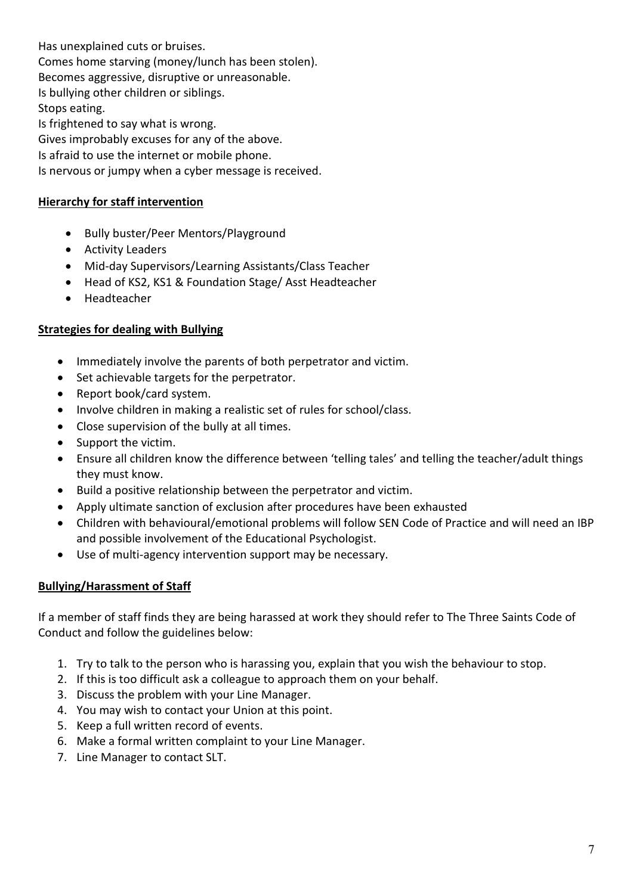Has unexplained cuts or bruises.
Comes home starving (money/lunch has been stolen).
Becomes aggressive, disruptive or unreasonable.
Is bullying other children or siblings.
Stops eating.
Is frightened to say what is wrong.
Gives improbably excuses for any of the above.
Is afraid to use the internet or mobile phone.
Is nervous or jumpy when a cyber message is received.

**Hierarchy for staff intervention**

- Bully buster/Peer Mentors/Playground
- Activity Leaders
- Mid-day Supervisors/Learning Assistants/Class Teacher
- Head of KS2, KS1 & Foundation Stage/ Asst Headteacher
- Headteacher

**Strategies for dealing with Bullying**

- Immediately involve the parents of both perpetrator and victim.
- Set achievable targets for the perpetrator.
- Report book/card system.
- Involve children in making a realistic set of rules for school/class.
- Close supervision of the bully at all times.
- Support the victim.
- Ensure all children know the difference between 'telling tales' and telling the teacher/adult things they must know.
- Build a positive relationship between the perpetrator and victim.
- Apply ultimate sanction of exclusion after procedures have been exhausted
- Children with behavioural/emotional problems will follow SEN Code of Practice and will need an IBP and possible involvement of the Educational Psychologist.
- Use of multi-agency intervention support may be necessary.

**Bullying/Harassment of Staff**

If a member of staff finds they are being harassed at work they should refer to The Three Saints Code of Conduct and follow the guidelines below:

1. Try to talk to the person who is harassing you, explain that you wish the behaviour to stop.
2. If this is too difficult ask a colleague to approach them on your behalf.
3. Discuss the problem with your Line Manager.
4. You may wish to contact your Union at this point.
5. Keep a full written record of events.
6. Make a formal written complaint to your Line Manager.
7. Line Manager to contact SLT.